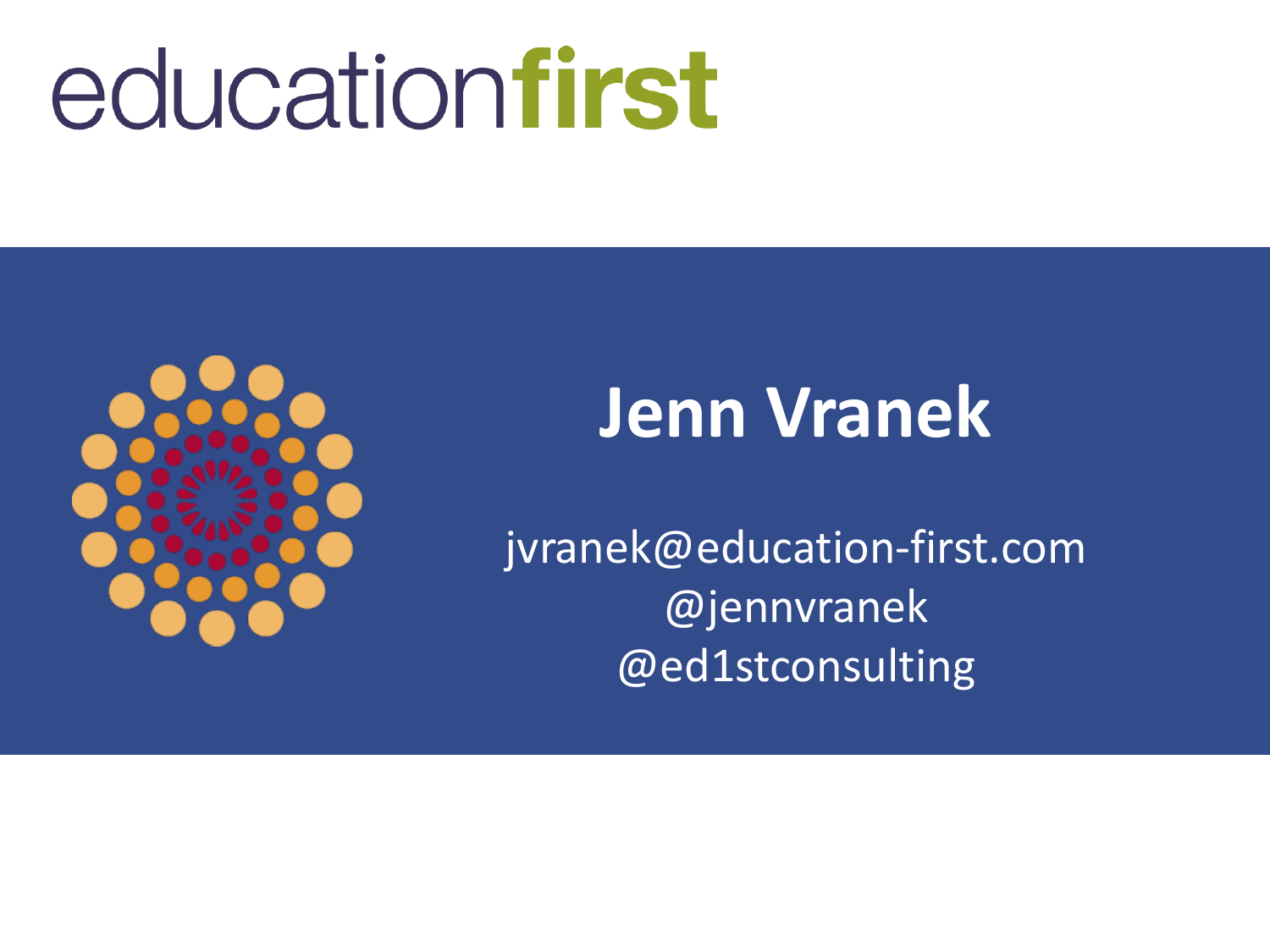educationfirst

# Jenn Vranek

jvranek@education-first.com
@jennvranek
@ed1stconsulting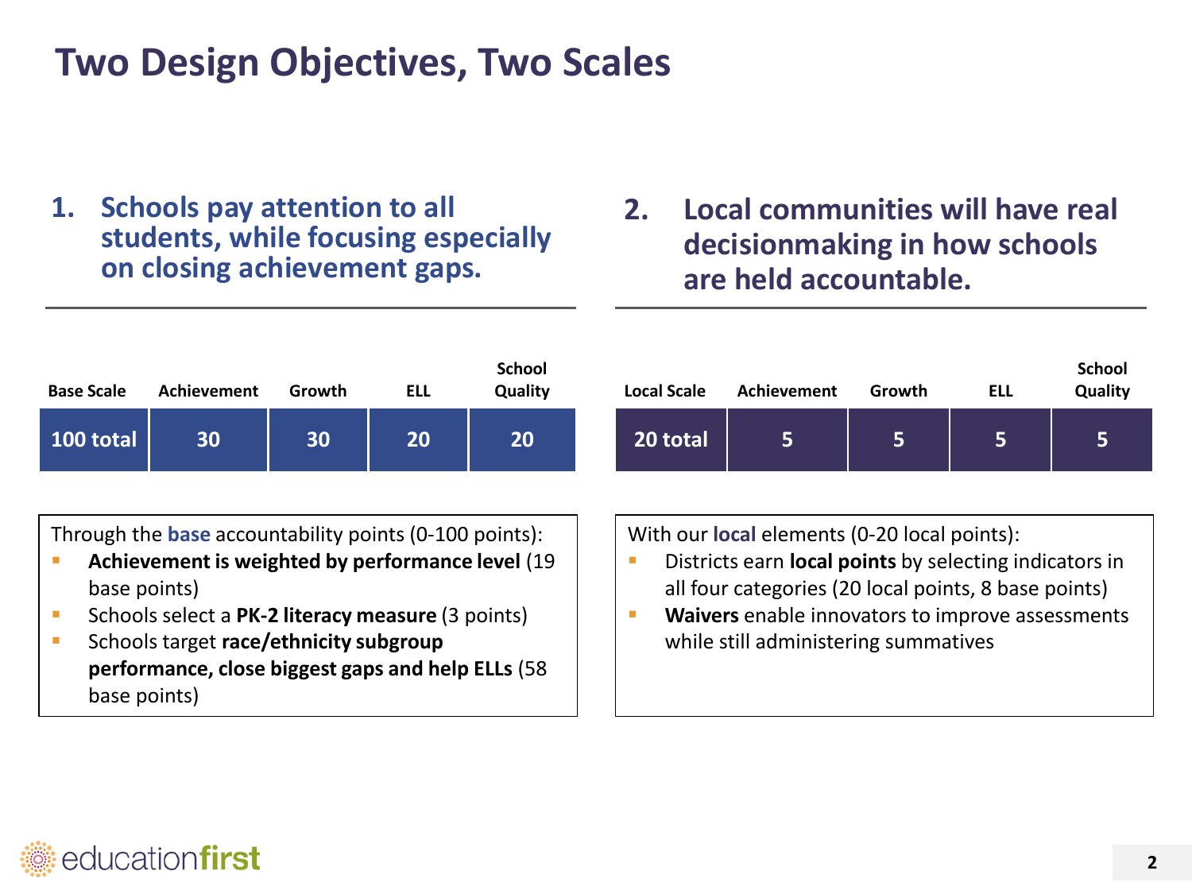# Two Design Objectives, Two Scales

## 1. Schools pay attention to all students, while focusing especially on closing achievement gaps.

| Base Scale | Achievement | Growth | ELL | School Quality |
|---|---|---|---|---|
| 100 total | 30 | 30 | 20 | 20 |

Through the **base** accountability points (0-100 points):

- **Achievement is weighted by performance level** (19 base points)
- Schools select a **PK-2 literacy measure** (3 points)
- Schools target **race/ethnicity subgroup performance, close biggest gaps and help ELLs** (58 base points)

## 2. Local communities will have real decisionmaking in how schools are held accountable.

| Local Scale | Achievement | Growth | ELL | School Quality |
|---|---|---|---|---|
| 20 total | 5 | 5 | 5 | 5 |

With our **local** elements (0-20 local points):

- Districts earn **local points** by selecting indicators in all four categories (20 local points, 8 base points)
- **Waivers** enable innovators to improve assessments while still administering summatives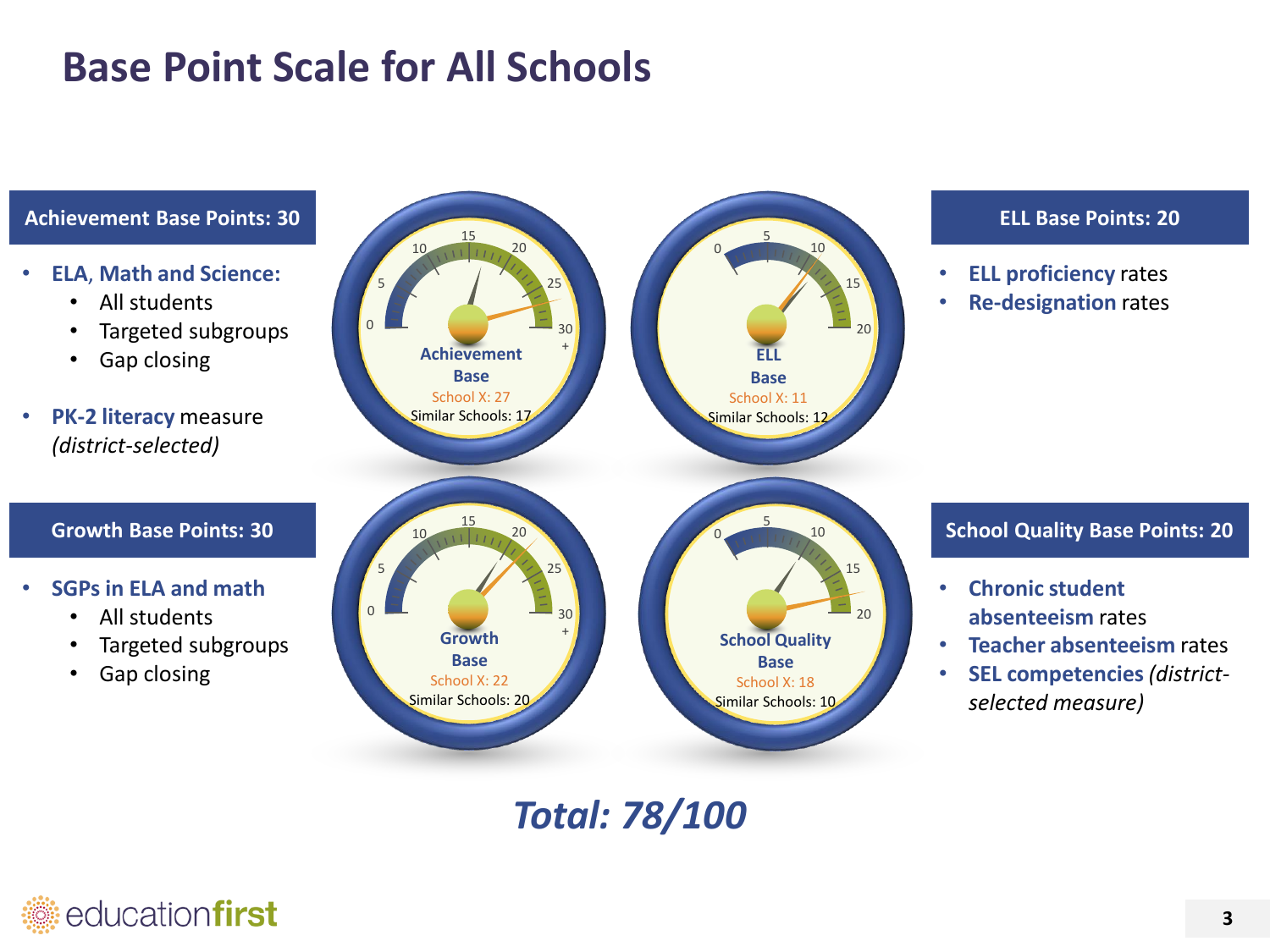# Base Point Scale for All Schools

## Achievement Base Points: 30

- **ELA, Math and Science:**
  - All students
  - Targeted subgroups
  - Gap closing
- **PK-2 literacy** measure *(district-selected)*

**Achievement Base**
School X: 27
Similar Schools: 17

## ELL Base Points: 20

- **ELL proficiency** rates
- **Re-designation** rates

**ELL Base**
School X: 11
Similar Schools: 12

## Growth Base Points: 30

- **SGPs in ELA and math**
  - All students
  - Targeted subgroups
  - Gap closing

**Growth Base**
School X: 22
Similar Schools: 20

## School Quality Base Points: 20

- **Chronic student absenteeism** rates
- **Teacher absenteeism** rates
- **SEL competencies** *(district-selected measure)*

**School Quality Base**
School X: 18
Similar Schools: 10

***Total: 78/100***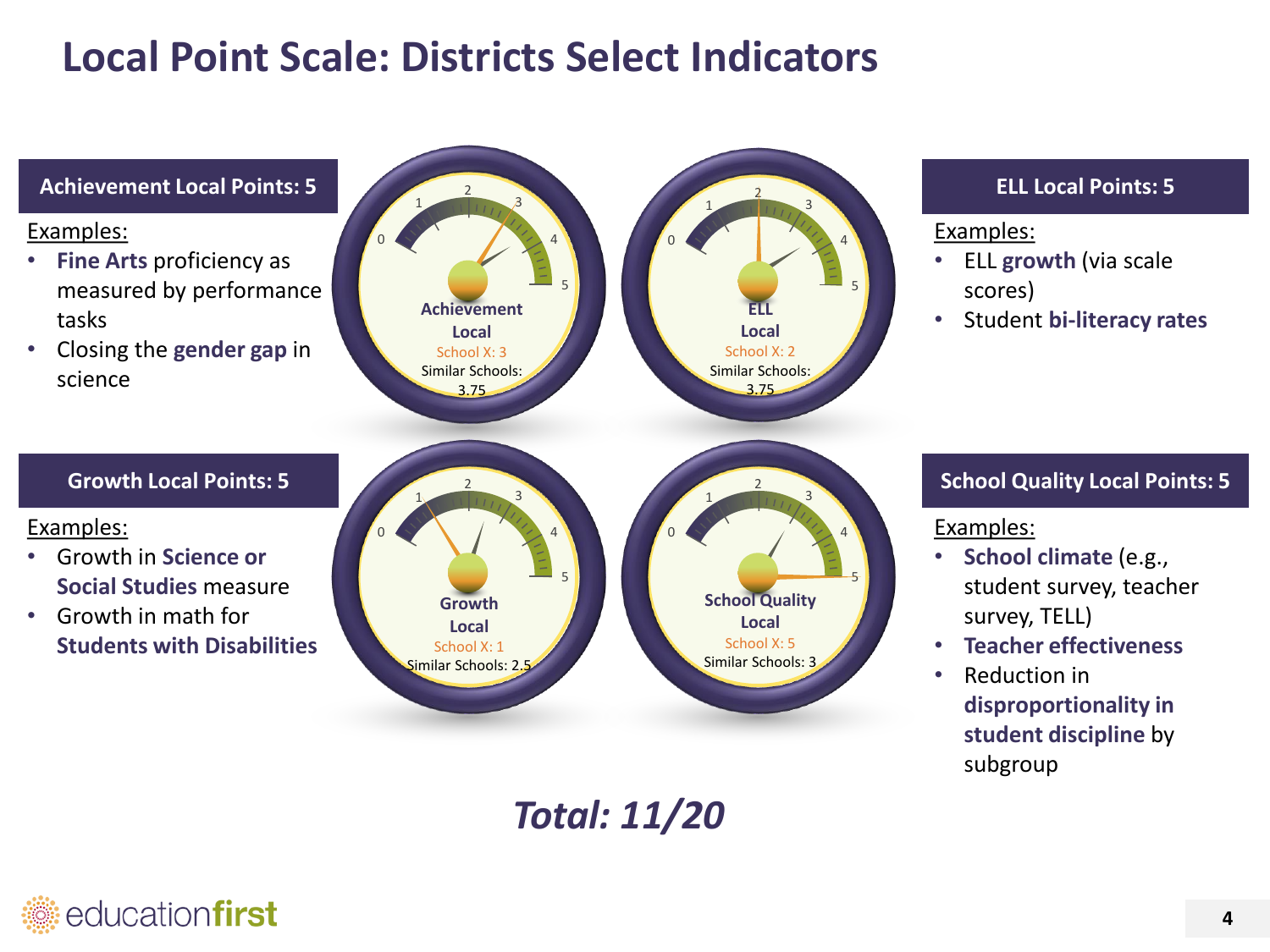# Local Point Scale: Districts Select Indicators

## Achievement Local Points: 5

Examples:

- **Fine Arts** proficiency as measured by performance tasks
- Closing the **gender gap** in science

**Achievement Local**
School X: 3
Similar Schools: 3.75

## ELL Local Points: 5

Examples:

- ELL **growth** (via scale scores)
- Student **bi-literacy rates**

**ELL Local**
School X: 2
Similar Schools: 3.75

## Growth Local Points: 5

Examples:

- Growth in **Science or Social Studies** measure
- Growth in math for **Students with Disabilities**

**Growth Local**
School X: 1
Similar Schools: 2.5

## School Quality Local Points: 5

Examples:

- **School climate** (e.g., student survey, teacher survey, TELL)
- **Teacher effectiveness**
- Reduction in **disproportionality in student discipline** by subgroup

**School Quality Local**
School X: 5
Similar Schools: 3

***Total: 11/20***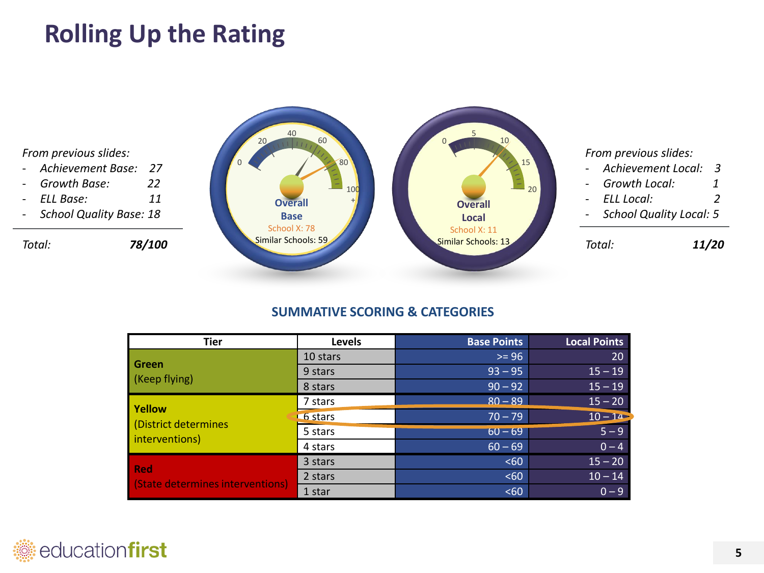# Rolling Up the Rating

*From previous slides:*

- *Achievement Base: 27*
- *Growth Base: 22*
- *ELL Base: 11*
- *School Quality Base: 18*

*Total:* ***78/100***

**Overall Base**
School X: 78
Similar Schools: 59

**Overall Local**
School X: 11
Similar Schools: 13

*From previous slides:*

- *Achievement Local: 3*
- *Growth Local: 1*
- *ELL Local: 2*
- *School Quality Local: 5*

*Total:* ***11/20***

## SUMMATIVE SCORING & CATEGORIES

| Tier | Levels | Base Points | Local Points |
|---|---|---|---|
| **Green** (Keep flying) | 10 stars | >= 96 | 20 |
| | 9 stars | 93 – 95 | 15 – 19 |
| | 8 stars | 90 – 92 | 15 – 19 |
| **Yellow** (District determines interventions) | 7 stars | 80 – 89 | 15 – 20 |
| | 6 stars | 70 – 79 | 10 – 14 |
| | 5 stars | 60 – 69 | 5 – 9 |
| | 4 stars | 60 – 69 | 0 – 4 |
| **Red** (State determines interventions) | 3 stars | <60 | 15 – 20 |
| | 2 stars | <60 | 10 – 14 |
| | 1 star | <60 | 0 – 9 |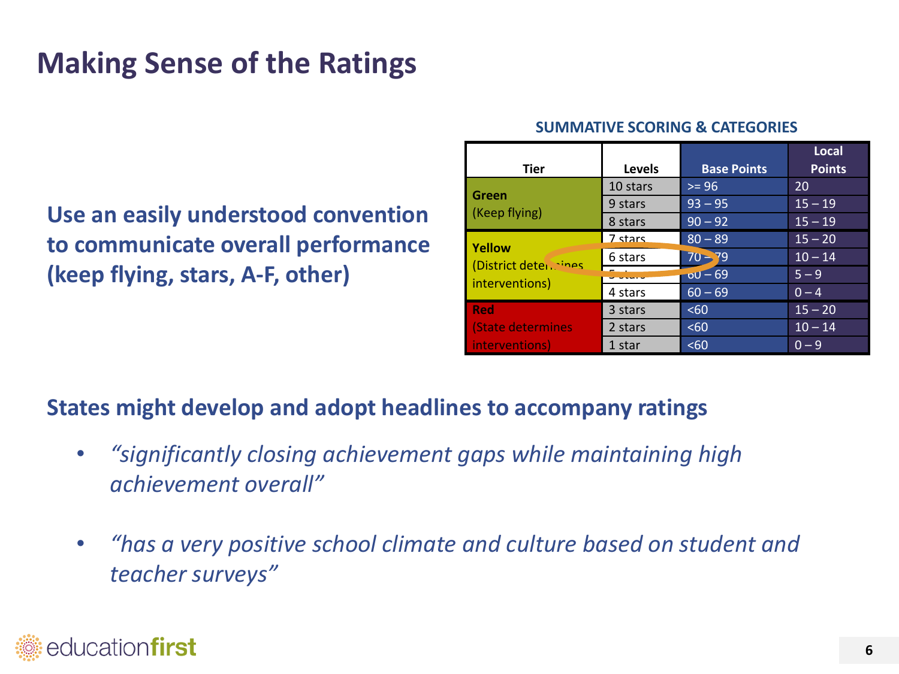# Making Sense of the Ratings

**Use an easily understood convention to communicate overall performance (keep flying, stars, A-F, other)**

**SUMMATIVE SCORING & CATEGORIES**

| Tier | Levels | Base Points | Local Points |
|---|---|---|---|
| **Green** (Keep flying) | 10 stars | >= 96 | 20 |
| | 9 stars | 93 – 95 | 15 – 19 |
| | 8 stars | 90 – 92 | 15 – 19 |
| **Yellow** (District determines interventions) | 7 stars | 80 – 89 | 15 – 20 |
| | 6 stars | 70 – 79 | 10 – 14 |
| | 5 stars | 60 – 69 | 5 – 9 |
| | 4 stars | 60 – 69 | 0 – 4 |
| **Red** (State determines interventions) | 3 stars | <60 | 15 – 20 |
| | 2 stars | <60 | 10 – 14 |
| | 1 star | <60 | 0 – 9 |

**States might develop and adopt headlines to accompany ratings**

- *“significantly closing achievement gaps while maintaining high achievement overall”*
- *“has a very positive school climate and culture based on student and teacher surveys”*

educationfirst